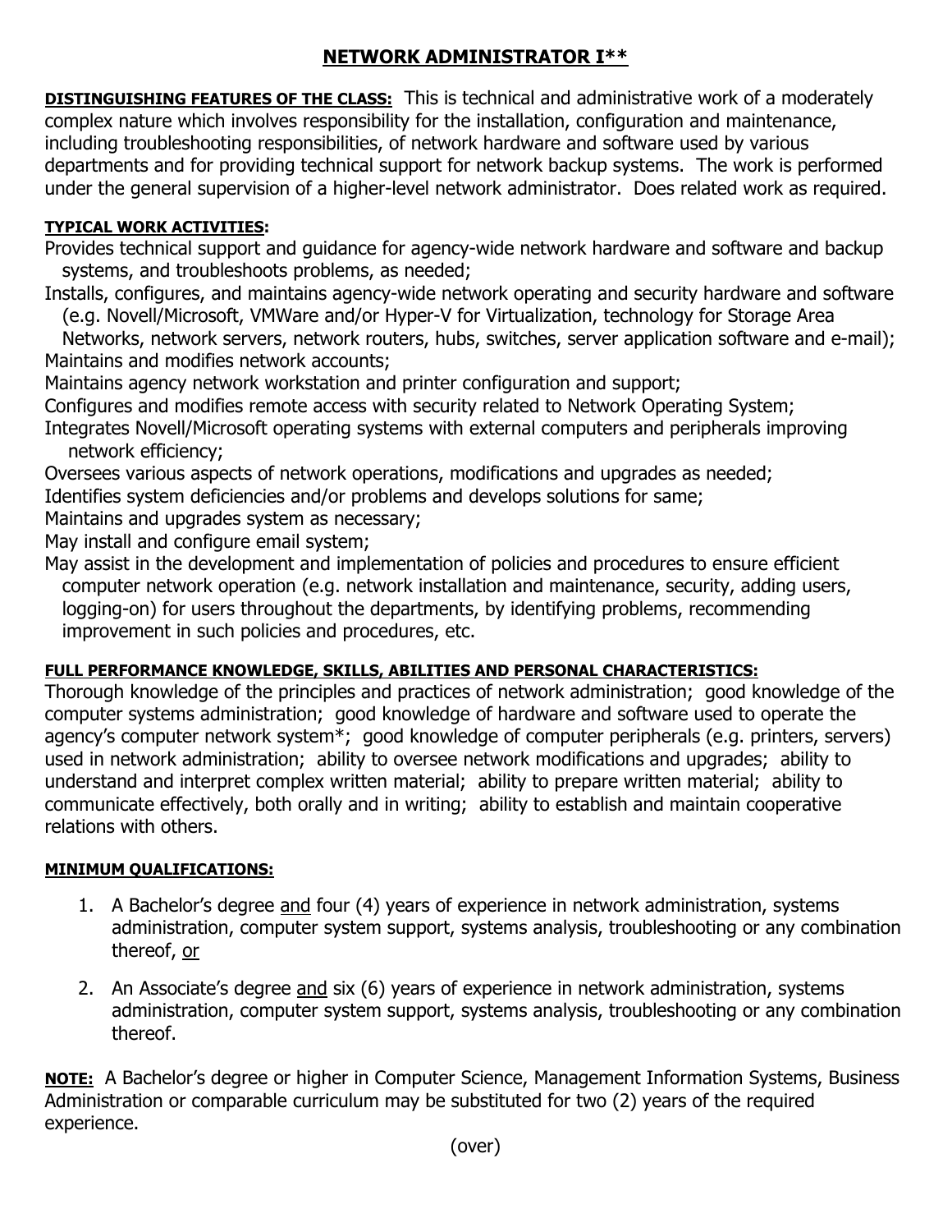# NETWORK ADMINISTRATOR I**

**DISTINGUISHING FEATURES OF THE CLASS:** This is technical and administrative work of a moderately complex nature which involves responsibility for the installation, configuration and maintenance, including troubleshooting responsibilities, of network hardware and software used by various departments and for providing technical support for network backup systems. The work is performed under the general supervision of a higher-level network administrator. Does related work as required.

**TYPICAL WORK ACTIVITIES:**

Provides technical support and guidance for agency-wide network hardware and software and backup systems, and troubleshoots problems, as needed;

Installs, configures, and maintains agency-wide network operating and security hardware and software (e.g. Novell/Microsoft, VMWare and/or Hyper-V for Virtualization, technology for Storage Area Networks, network servers, network routers, hubs, switches, server application software and e-mail);

Maintains and modifies network accounts;

Maintains agency network workstation and printer configuration and support;

Configures and modifies remote access with security related to Network Operating System;

Integrates Novell/Microsoft operating systems with external computers and peripherals improving network efficiency;

Oversees various aspects of network operations, modifications and upgrades as needed;

Identifies system deficiencies and/or problems and develops solutions for same;

Maintains and upgrades system as necessary;

May install and configure email system;

May assist in the development and implementation of policies and procedures to ensure efficient computer network operation (e.g. network installation and maintenance, security, adding users, logging-on) for users throughout the departments, by identifying problems, recommending improvement in such policies and procedures, etc.

**FULL PERFORMANCE KNOWLEDGE, SKILLS, ABILITIES AND PERSONAL CHARACTERISTICS:**

Thorough knowledge of the principles and practices of network administration; good knowledge of the computer systems administration; good knowledge of hardware and software used to operate the agency's computer network system*; good knowledge of computer peripherals (e.g. printers, servers) used in network administration; ability to oversee network modifications and upgrades; ability to understand and interpret complex written material; ability to prepare written material; ability to communicate effectively, both orally and in writing; ability to establish and maintain cooperative relations with others.

**MINIMUM QUALIFICATIONS:**

1. A Bachelor's degree and four (4) years of experience in network administration, systems administration, computer system support, systems analysis, troubleshooting or any combination thereof, or

2. An Associate's degree and six (6) years of experience in network administration, systems administration, computer system support, systems analysis, troubleshooting or any combination thereof.

**NOTE:** A Bachelor's degree or higher in Computer Science, Management Information Systems, Business Administration or comparable curriculum may be substituted for two (2) years of the required experience.

(over)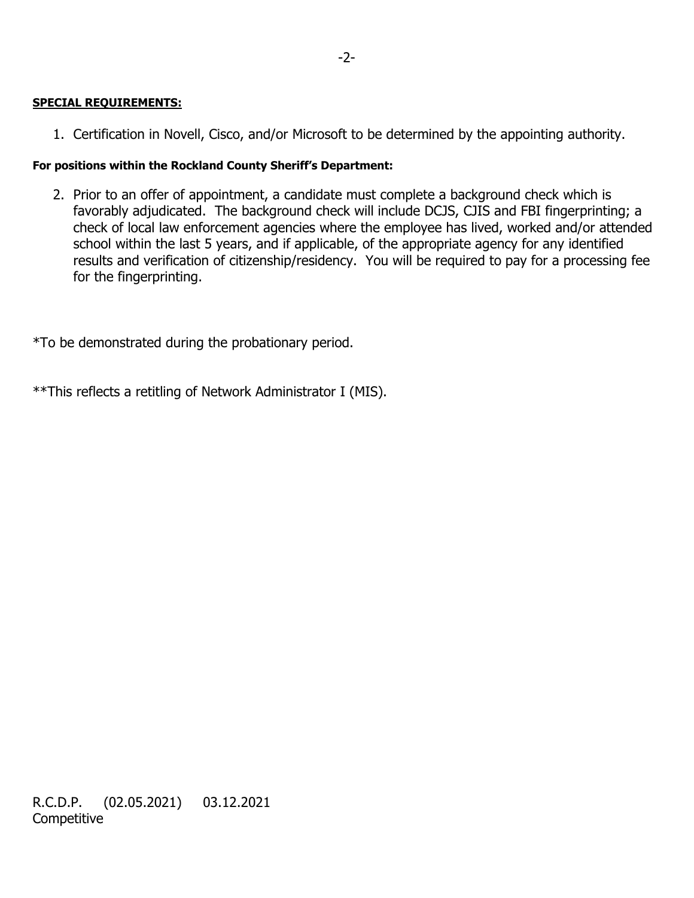**SPECIAL REQUIREMENTS:**

1. Certification in Novell, Cisco, and/or Microsoft to be determined by the appointing authority.

**For positions within the Rockland County Sheriff's Department:**

2. Prior to an offer of appointment, a candidate must complete a background check which is favorably adjudicated. The background check will include DCJS, CJIS and FBI fingerprinting; a check of local law enforcement agencies where the employee has lived, worked and/or attended school within the last 5 years, and if applicable, of the appropriate agency for any identified results and verification of citizenship/residency. You will be required to pay for a processing fee for the fingerprinting.

*To be demonstrated during the probationary period.

**This reflects a retitling of Network Administrator I (MIS).

R.C.D.P. (02.05.2021) 03.12.2021
Competitive